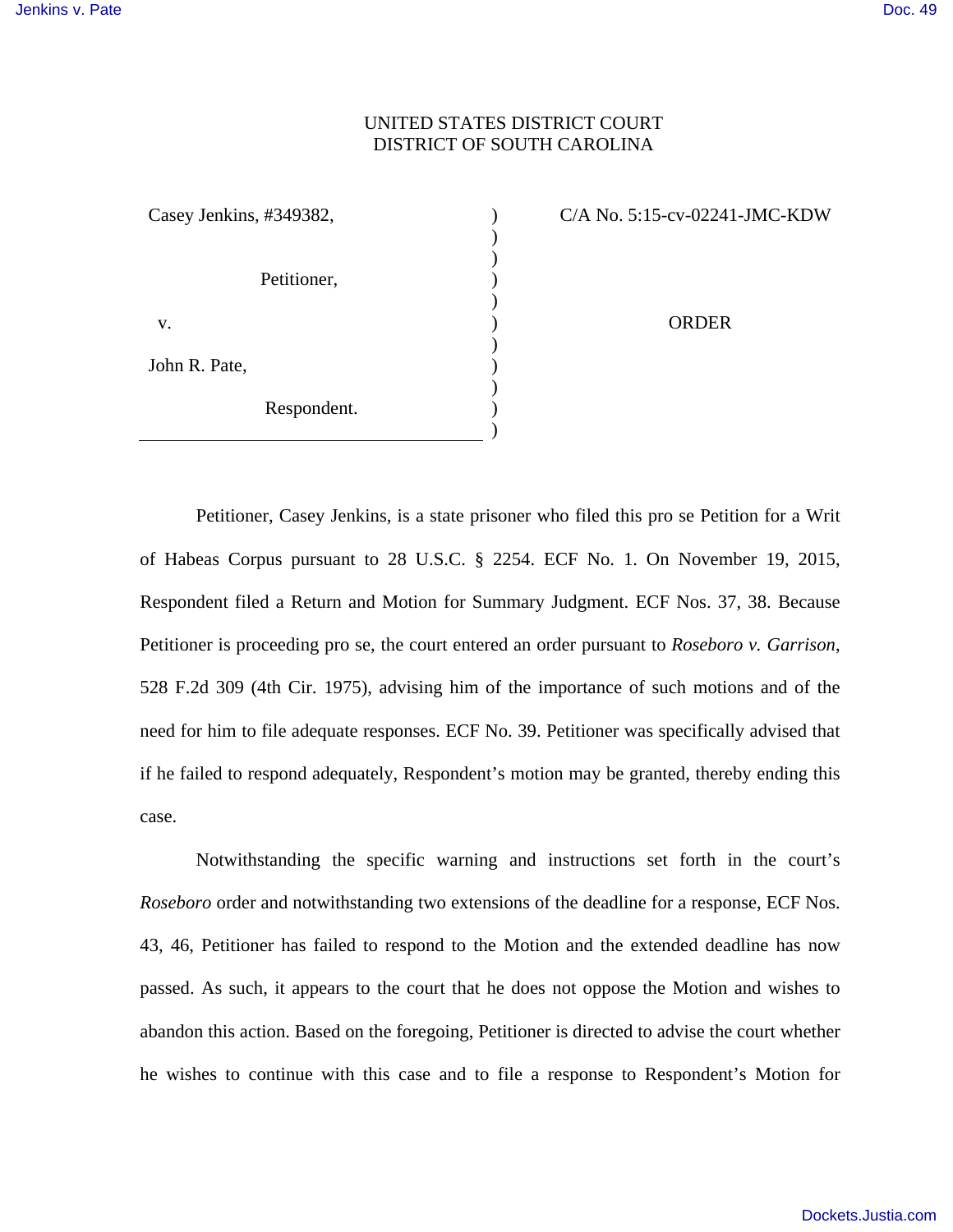UNITED STATES DISTRICT COURT
DISTRICT OF SOUTH CAROLINA

| | | |
|---|---|---|
| Casey Jenkins, #349382, | ) | C/A No. 5:15-cv-02241-JMC-KDW |
| | ) | |
| Petitioner, | ) | |
| | ) | |
| v. | ) | ORDER |
| | ) | |
| John R. Pate, | ) | |
| | ) | |
| Respondent. | ) | |
| | ) | |

Petitioner, Casey Jenkins, is a state prisoner who filed this pro se Petition for a Writ of Habeas Corpus pursuant to 28 U.S.C. § 2254. ECF No. 1. On November 19, 2015, Respondent filed a Return and Motion for Summary Judgment. ECF Nos. 37, 38. Because Petitioner is proceeding pro se, the court entered an order pursuant to *Roseboro v. Garrison*, 528 F.2d 309 (4th Cir. 1975), advising him of the importance of such motions and of the need for him to file adequate responses. ECF No. 39. Petitioner was specifically advised that if he failed to respond adequately, Respondent's motion may be granted, thereby ending this case.

Notwithstanding the specific warning and instructions set forth in the court's *Roseboro* order and notwithstanding two extensions of the deadline for a response, ECF Nos. 43, 46, Petitioner has failed to respond to the Motion and the extended deadline has now passed. As such, it appears to the court that he does not oppose the Motion and wishes to abandon this action. Based on the foregoing, Petitioner is directed to advise the court whether he wishes to continue with this case and to file a response to Respondent's Motion for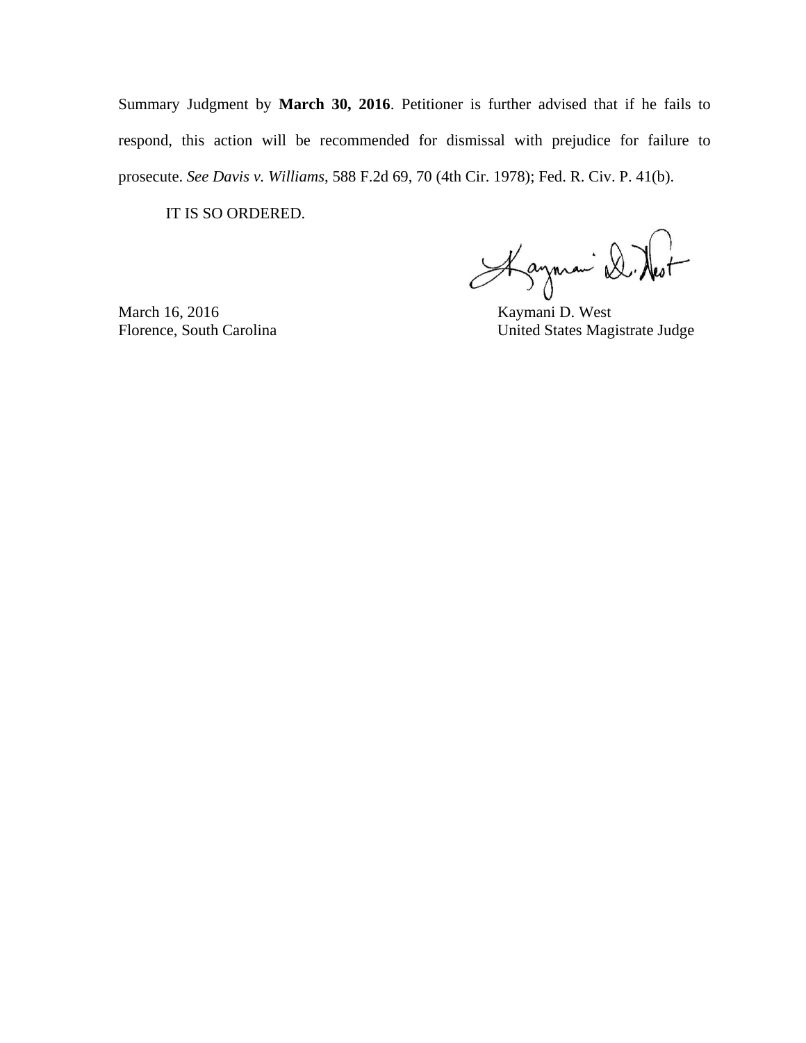Summary Judgment by **March 30, 2016**. Petitioner is further advised that if he fails to respond, this action will be recommended for dismissal with prejudice for failure to prosecute. *See Davis v. Williams*, 588 F.2d 69, 70 (4th Cir. 1978); Fed. R. Civ. P. 41(b).

IT IS SO ORDERED.

March 16, 2016
Florence, South Carolina

Kaymani D. West
United States Magistrate Judge